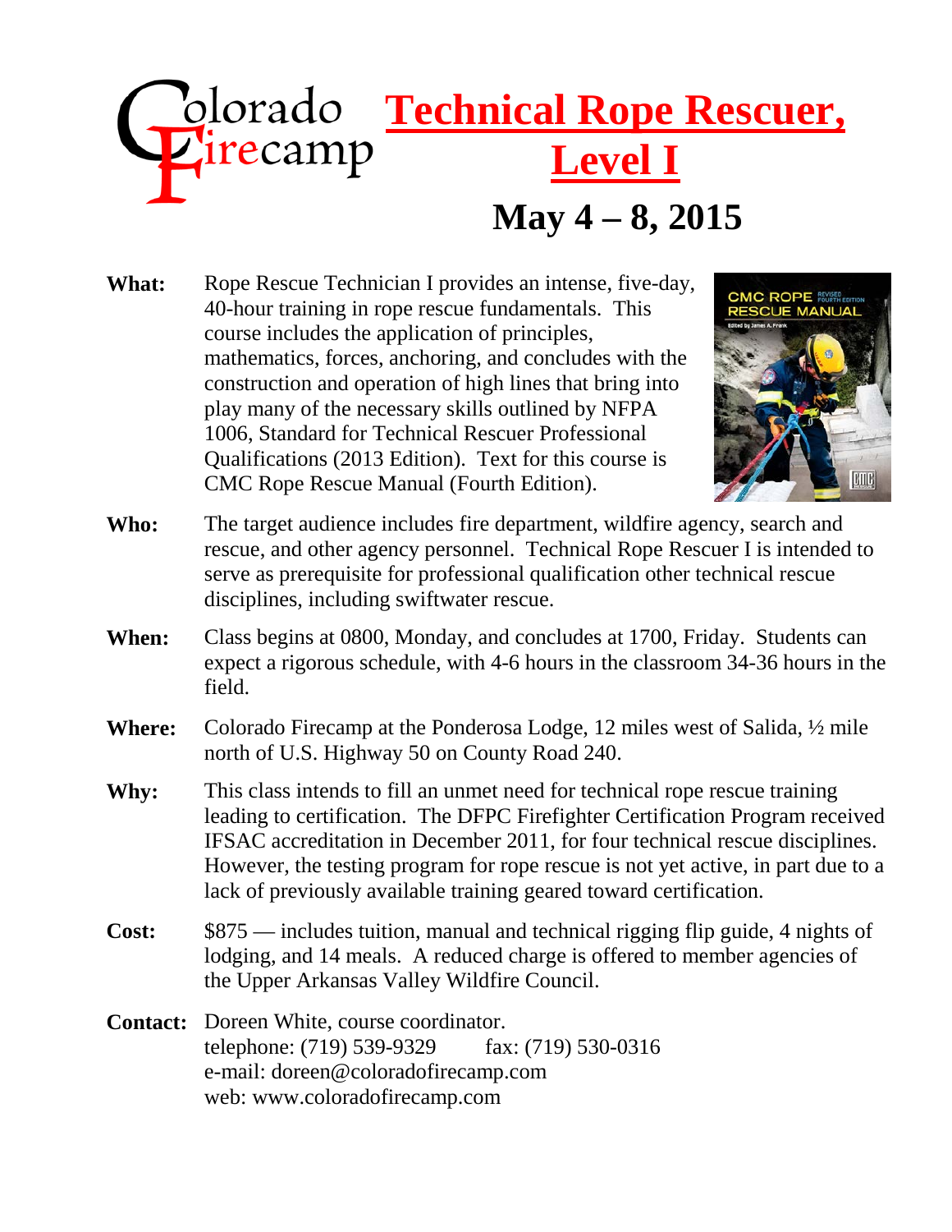Colorado Firecamp

# Technical Rope Rescuer, Level I

## May 4 – 8, 2015

**What:** Rope Rescue Technician I provides an intense, five-day, 40-hour training in rope rescue fundamentals. This course includes the application of principles, mathematics, forces, anchoring, and concludes with the construction and operation of high lines that bring into play many of the necessary skills outlined by NFPA 1006, Standard for Technical Rescuer Professional Qualifications (2013 Edition). Text for this course is CMC Rope Rescue Manual (Fourth Edition).

**Who:** The target audience includes fire department, wildfire agency, search and rescue, and other agency personnel. Technical Rope Rescuer I is intended to serve as prerequisite for professional qualification other technical rescue disciplines, including swiftwater rescue.

**When:** Class begins at 0800, Monday, and concludes at 1700, Friday. Students can expect a rigorous schedule, with 4-6 hours in the classroom 34-36 hours in the field.

**Where:** Colorado Firecamp at the Ponderosa Lodge, 12 miles west of Salida, ½ mile north of U.S. Highway 50 on County Road 240.

**Why:** This class intends to fill an unmet need for technical rope rescue training leading to certification. The DFPC Firefighter Certification Program received IFSAC accreditation in December 2011, for four technical rescue disciplines. However, the testing program for rope rescue is not yet active, in part due to a lack of previously available training geared toward certification.

**Cost:** $875 — includes tuition, manual and technical rigging flip guide, 4 nights of lodging, and 14 meals. A reduced charge is offered to member agencies of the Upper Arkansas Valley Wildfire Council.

**Contact:** Doreen White, course coordinator.
telephone: (719) 539-9329 fax: (719) 530-0316
e-mail: doreen@coloradofirecamp.com
web: www.coloradofirecamp.com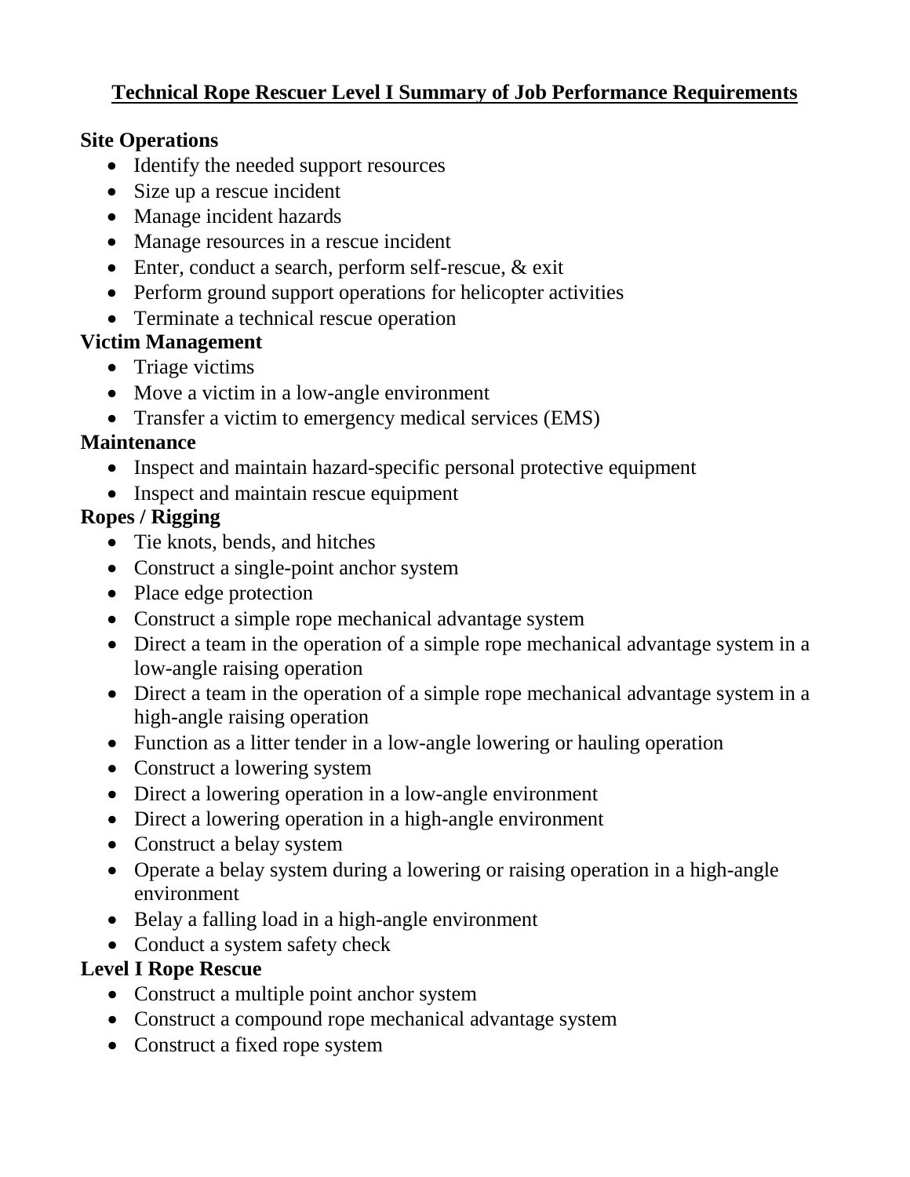# Technical Rope Rescuer Level I Summary of Job Performance Requirements

**Site Operations**

- Identify the needed support resources
- Size up a rescue incident
- Manage incident hazards
- Manage resources in a rescue incident
- Enter, conduct a search, perform self-rescue, & exit
- Perform ground support operations for helicopter activities
- Terminate a technical rescue operation

**Victim Management**

- Triage victims
- Move a victim in a low-angle environment
- Transfer a victim to emergency medical services (EMS)

**Maintenance**

- Inspect and maintain hazard-specific personal protective equipment
- Inspect and maintain rescue equipment

**Ropes / Rigging**

- Tie knots, bends, and hitches
- Construct a single-point anchor system
- Place edge protection
- Construct a simple rope mechanical advantage system
- Direct a team in the operation of a simple rope mechanical advantage system in a low-angle raising operation
- Direct a team in the operation of a simple rope mechanical advantage system in a high-angle raising operation
- Function as a litter tender in a low-angle lowering or hauling operation
- Construct a lowering system
- Direct a lowering operation in a low-angle environment
- Direct a lowering operation in a high-angle environment
- Construct a belay system
- Operate a belay system during a lowering or raising operation in a high-angle environment
- Belay a falling load in a high-angle environment
- Conduct a system safety check

**Level I Rope Rescue**

- Construct a multiple point anchor system
- Construct a compound rope mechanical advantage system
- Construct a fixed rope system